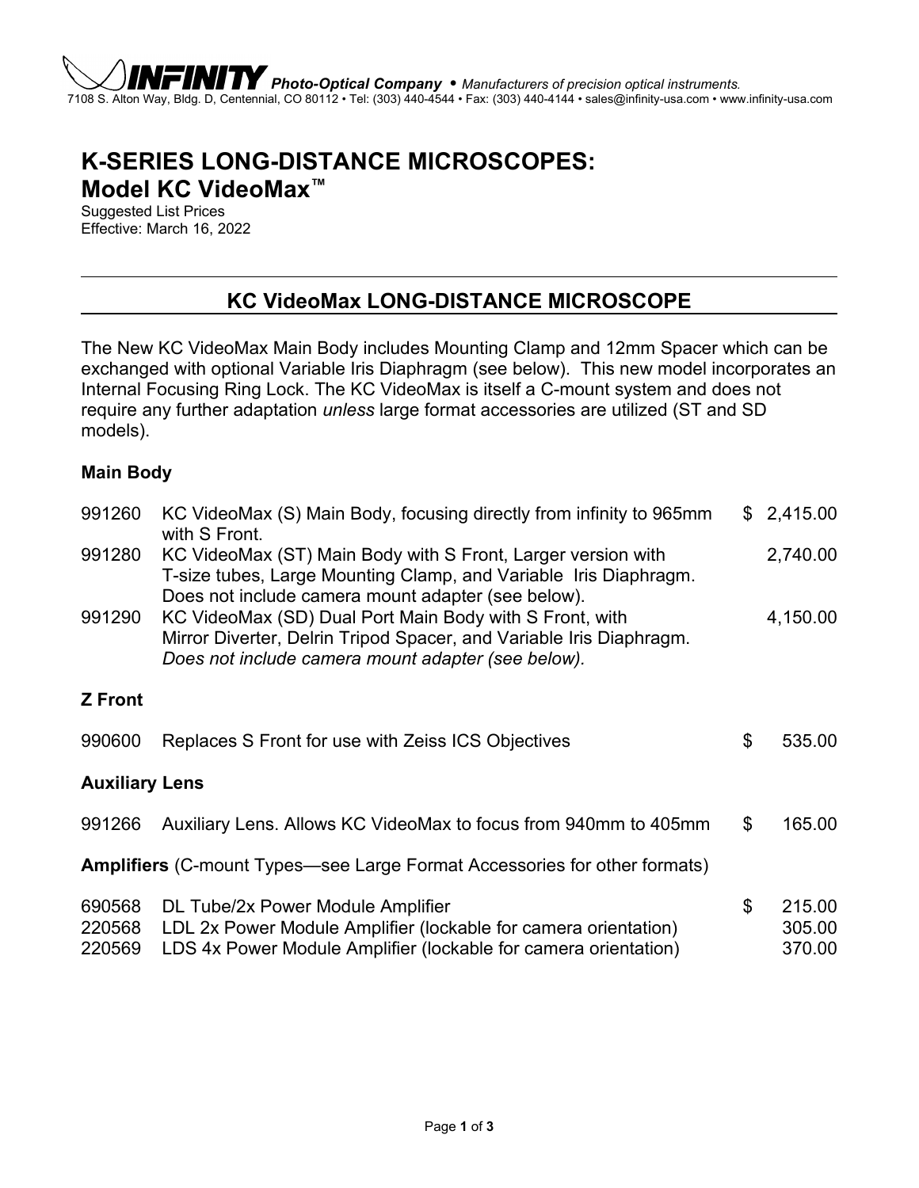**INFINITY** *Photo-Optical Company* • *Manufacturers of precision optical instruments.*
7108 S. Alton Way, Bldg. D, Centennial, CO 80112 • Tel: (303) 440-4544 • Fax: (303) 440-4144 • sales@infinity-usa.com • www.infinity-usa.com

# K-SERIES LONG-DISTANCE MICROSCOPES: Model KC VideoMax™

Suggested List Prices
Effective: March 16, 2022

## KC VideoMax LONG-DISTANCE MICROSCOPE

The New KC VideoMax Main Body includes Mounting Clamp and 12mm Spacer which can be exchanged with optional Variable Iris Diaphragm (see below). This new model incorporates an Internal Focusing Ring Lock. The KC VideoMax is itself a C-mount system and does not require any further adaptation *unless* large format accessories are utilized (ST and SD models).

### Main Body

| | | |
|---|---|---|
| 991260 | KC VideoMax (S) Main Body, focusing directly from infinity to 965mm with S Front. | $ 2,415.00 |
| 991280 | KC VideoMax (ST) Main Body with S Front, Larger version with T-size tubes, Large Mounting Clamp, and Variable Iris Diaphragm. Does not include camera mount adapter (see below). | 2,740.00 |
| 991290 | KC VideoMax (SD) Dual Port Main Body with S Front, with Mirror Diverter, Delrin Tripod Spacer, and Variable Iris Diaphragm. *Does not include camera mount adapter (see below).* | 4,150.00 |

### Z Front

| | | |
|---|---|---|
| 990600 | Replaces S Front for use with Zeiss ICS Objectives | $ 535.00 |

### Auxiliary Lens

| | | |
|---|---|---|
| 991266 | Auxiliary Lens. Allows KC VideoMax to focus from 940mm to 405mm | $ 165.00 |

**Amplifiers** (C-mount Types—see Large Format Accessories for other formats)

| | | |
|---|---|---|
| 690568 | DL Tube/2x Power Module Amplifier | $ 215.00 |
| 220568 | LDL 2x Power Module Amplifier (lockable for camera orientation) | 305.00 |
| 220569 | LDS 4x Power Module Amplifier (lockable for camera orientation) | 370.00 |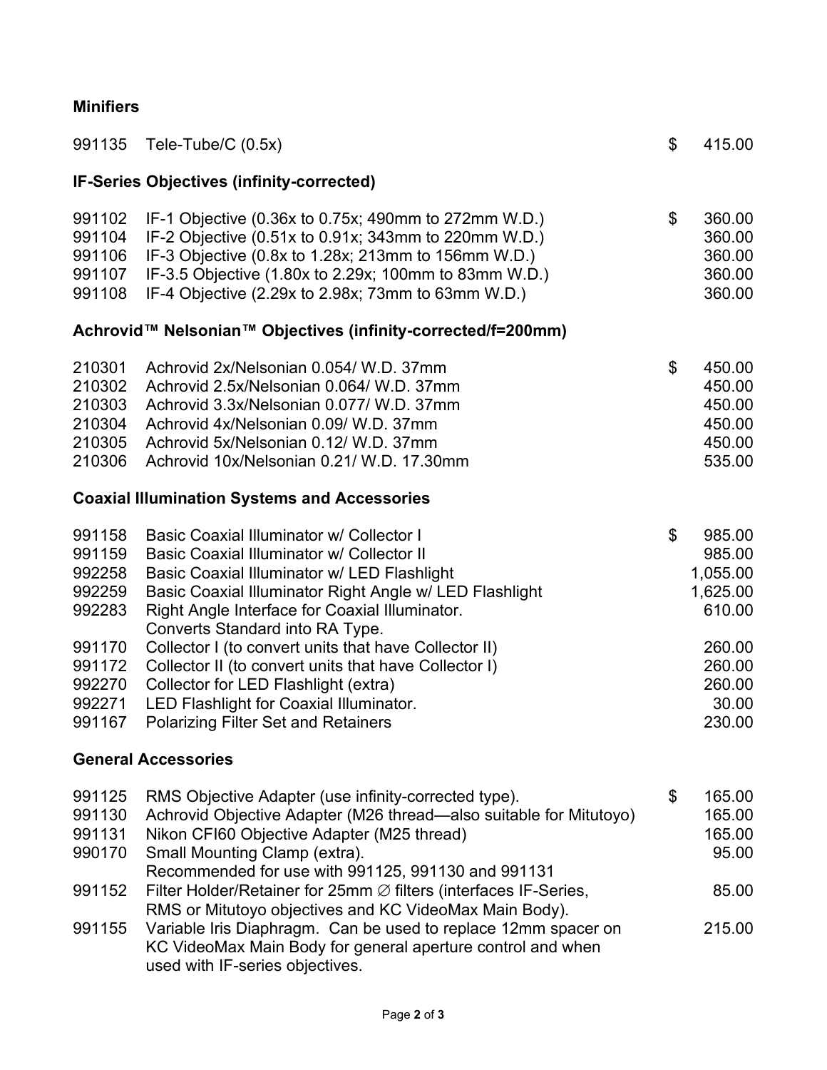**Minifiers**

| | | | |
|---|---|---|---|
| 991135 | Tele-Tube/C (0.5x) | $ | 415.00 |

**IF-Series Objectives (infinity-corrected)**

| | | | |
|---|---|---|---|
| 991102 | IF-1 Objective (0.36x to 0.75x; 490mm to 272mm W.D.) | $ | 360.00 |
| 991104 | IF-2 Objective (0.51x to 0.91x; 343mm to 220mm W.D.) | | 360.00 |
| 991106 | IF-3 Objective (0.8x to 1.28x; 213mm to 156mm W.D.) | | 360.00 |
| 991107 | IF-3.5 Objective (1.80x to 2.29x; 100mm to 83mm W.D.) | | 360.00 |
| 991108 | IF-4 Objective (2.29x to 2.98x; 73mm to 63mm W.D.) | | 360.00 |

**Achrovid™ Nelsonian™ Objectives (infinity-corrected/f=200mm)**

| | | | |
|---|---|---|---|
| 210301 | Achrovid 2x/Nelsonian 0.054/ W.D. 37mm | $ | 450.00 |
| 210302 | Achrovid 2.5x/Nelsonian 0.064/ W.D. 37mm | | 450.00 |
| 210303 | Achrovid 3.3x/Nelsonian 0.077/ W.D. 37mm | | 450.00 |
| 210304 | Achrovid 4x/Nelsonian 0.09/ W.D. 37mm | | 450.00 |
| 210305 | Achrovid 5x/Nelsonian 0.12/ W.D. 37mm | | 450.00 |
| 210306 | Achrovid 10x/Nelsonian 0.21/ W.D. 17.30mm | | 535.00 |

**Coaxial Illumination Systems and Accessories**

| | | | |
|---|---|---|---|
| 991158 | Basic Coaxial Illuminator w/ Collector I | $ | 985.00 |
| 991159 | Basic Coaxial Illuminator w/ Collector II | | 985.00 |
| 992258 | Basic Coaxial Illuminator w/ LED Flashlight | | 1,055.00 |
| 992259 | Basic Coaxial Illuminator Right Angle w/ LED Flashlight | | 1,625.00 |
| 992283 | Right Angle Interface for Coaxial Illuminator. Converts Standard into RA Type. | | 610.00 |
| 991170 | Collector I (to convert units that have Collector II) | | 260.00 |
| 991172 | Collector II (to convert units that have Collector I) | | 260.00 |
| 992270 | Collector for LED Flashlight (extra) | | 260.00 |
| 992271 | LED Flashlight for Coaxial Illuminator. | | 30.00 |
| 991167 | Polarizing Filter Set and Retainers | | 230.00 |

**General Accessories**

| | | | |
|---|---|---|---|
| 991125 | RMS Objective Adapter (use infinity-corrected type). | $ | 165.00 |
| 991130 | Achrovid Objective Adapter (M26 thread—also suitable for Mitutoyo) | | 165.00 |
| 991131 | Nikon CFI60 Objective Adapter (M25 thread) | | 165.00 |
| 990170 | Small Mounting Clamp (extra). Recommended for use with 991125, 991130 and 991131 | | 95.00 |
| 991152 | Filter Holder/Retainer for 25mm ∅ filters (interfaces IF-Series, RMS or Mitutoyo objectives and KC VideoMax Main Body). | | 85.00 |
| 991155 | Variable Iris Diaphragm. Can be used to replace 12mm spacer on KC VideoMax Main Body for general aperture control and when used with IF-series objectives. | | 215.00 |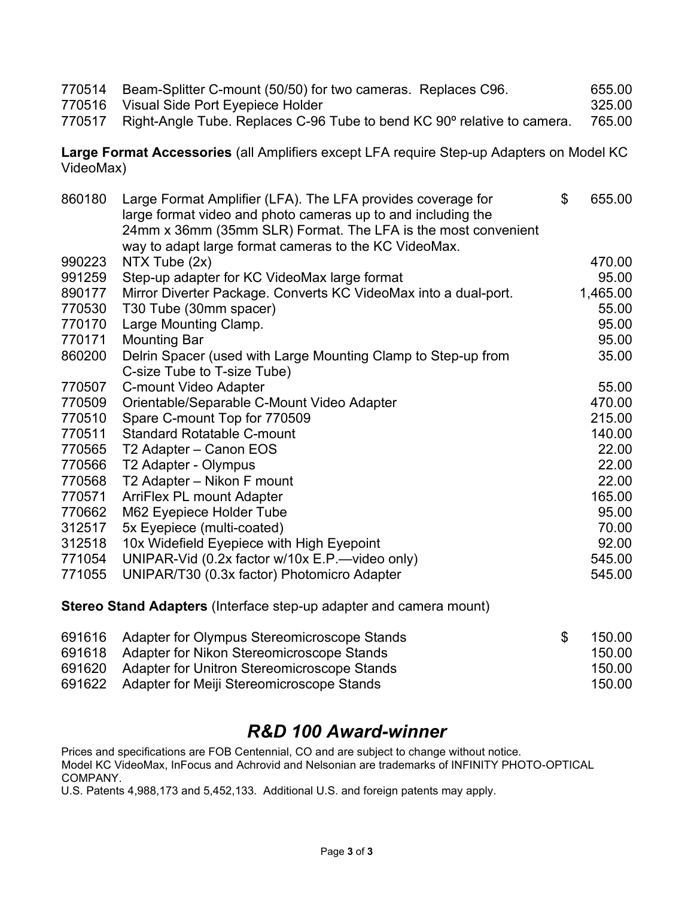| | | |
|---|---|---|
| 770514 | Beam-Splitter C-mount (50/50) for two cameras. Replaces C96. | 655.00 |
| 770516 | Visual Side Port Eyepiece Holder | 325.00 |
| 770517 | Right-Angle Tube. Replaces C-96 Tube to bend KC 90º relative to camera. | 765.00 |

**Large Format Accessories** (all Amplifiers except LFA require Step-up Adapters on Model KC VideoMax)

| | | |
|---|---|---|
| 860180 | Large Format Amplifier (LFA). The LFA provides coverage for large format video and photo cameras up to and including the 24mm x 36mm (35mm SLR) Format. The LFA is the most convenient way to adapt large format cameras to the KC VideoMax. | $ 655.00 |
| 990223 | NTX Tube (2x) | 470.00 |
| 991259 | Step-up adapter for KC VideoMax large format | 95.00 |
| 890177 | Mirror Diverter Package. Converts KC VideoMax into a dual-port. | 1,465.00 |
| 770530 | T30 Tube (30mm spacer) | 55.00 |
| 770170 | Large Mounting Clamp. | 95.00 |
| 770171 | Mounting Bar | 95.00 |
| 860200 | Delrin Spacer (used with Large Mounting Clamp to Step-up from C-size Tube to T-size Tube) | 35.00 |
| 770507 | C-mount Video Adapter | 55.00 |
| 770509 | Orientable/Separable C-Mount Video Adapter | 470.00 |
| 770510 | Spare C-mount Top for 770509 | 215.00 |
| 770511 | Standard Rotatable C-mount | 140.00 |
| 770565 | T2 Adapter – Canon EOS | 22.00 |
| 770566 | T2 Adapter - Olympus | 22.00 |
| 770568 | T2 Adapter – Nikon F mount | 22.00 |
| 770571 | ArriFlex PL mount Adapter | 165.00 |
| 770662 | M62 Eyepiece Holder Tube | 95.00 |
| 312517 | 5x Eyepiece (multi-coated) | 70.00 |
| 312518 | 10x Widefield Eyepiece with High Eyepoint | 92.00 |
| 771054 | UNIPAR-Vid (0.2x factor w/10x E.P.—video only) | 545.00 |
| 771055 | UNIPAR/T30 (0.3x factor) Photomicro Adapter | 545.00 |

**Stereo Stand Adapters** (Interface step-up adapter and camera mount)

| | | |
|---|---|---|
| 691616 | Adapter for Olympus Stereomicroscope Stands | $ 150.00 |
| 691618 | Adapter for Nikon Stereomicroscope Stands | 150.00 |
| 691620 | Adapter for Unitron Stereomicroscope Stands | 150.00 |
| 691622 | Adapter for Meiji Stereomicroscope Stands | 150.00 |

## *R&D 100 Award-winner*

Prices and specifications are FOB Centennial, CO and are subject to change without notice.
Model KC VideoMax, InFocus and Achrovid and Nelsonian are trademarks of INFINITY PHOTO-OPTICAL COMPANY.
U.S. Patents 4,988,173 and 5,452,133. Additional U.S. and foreign patents may apply.